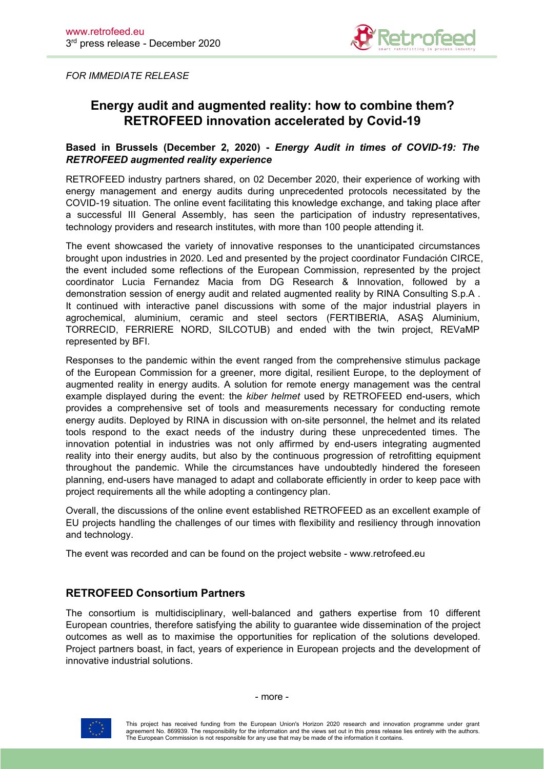*FOR IMMEDIATE RELEASE*

# Energy audit and augmented reality: how to combine them? RETROFEED innovation accelerated by Covid-19

**Based in Brussels (December 2, 2020) -** ***Energy Audit in times of COVID-19: The RETROFEED augmented reality experience***

RETROFEED industry partners shared, on 02 December 2020, their experience of working with energy management and energy audits during unprecedented protocols necessitated by the COVID-19 situation. The online event facilitating this knowledge exchange, and taking place after a successful III General Assembly, has seen the participation of industry representatives, technology providers and research institutes, with more than 100 people attending it.

The event showcased the variety of innovative responses to the unanticipated circumstances brought upon industries in 2020. Led and presented by the project coordinator Fundación CIRCE, the event included some reflections of the European Commission, represented by the project coordinator Lucia Fernandez Macia from DG Research & Innovation, followed by a demonstration session of energy audit and related augmented reality by RINA Consulting S.p.A . It continued with interactive panel discussions with some of the major industrial players in agrochemical, aluminium, ceramic and steel sectors (FERTIBERIA, ASAŞ Aluminium, TORRECID, FERRIERE NORD, SILCOTUB) and ended with the twin project, REVaMP represented by BFI.

Responses to the pandemic within the event ranged from the comprehensive stimulus package of the European Commission for a greener, more digital, resilient Europe, to the deployment of augmented reality in energy audits. A solution for remote energy management was the central example displayed during the event: the *kiber helmet* used by RETROFEED end-users, which provides a comprehensive set of tools and measurements necessary for conducting remote energy audits. Deployed by RINA in discussion with on-site personnel, the helmet and its related tools respond to the exact needs of the industry during these unprecedented times. The innovation potential in industries was not only affirmed by end-users integrating augmented reality into their energy audits, but also by the continuous progression of retrofitting equipment throughout the pandemic. While the circumstances have undoubtedly hindered the foreseen planning, end-users have managed to adapt and collaborate efficiently in order to keep pace with project requirements all the while adopting a contingency plan.

Overall, the discussions of the online event established RETROFEED as an excellent example of EU projects handling the challenges of our times with flexibility and resiliency through innovation and technology.

The event was recorded and can be found on the project website - www.retrofeed.eu

## RETROFEED Consortium Partners

The consortium is multidisciplinary, well-balanced and gathers expertise from 10 different European countries, therefore satisfying the ability to guarantee wide dissemination of the project outcomes as well as to maximise the opportunities for replication of the solutions developed. Project partners boast, in fact, years of experience in European projects and the development of innovative industrial solutions.

- more -

This project has received funding from the European Union's Horizon 2020 research and innovation programme under grant agreement No. 869939. The responsibility for the information and the views set out in this press release lies entirely with the authors. The European Commission is not responsible for any use that may be made of the information it contains.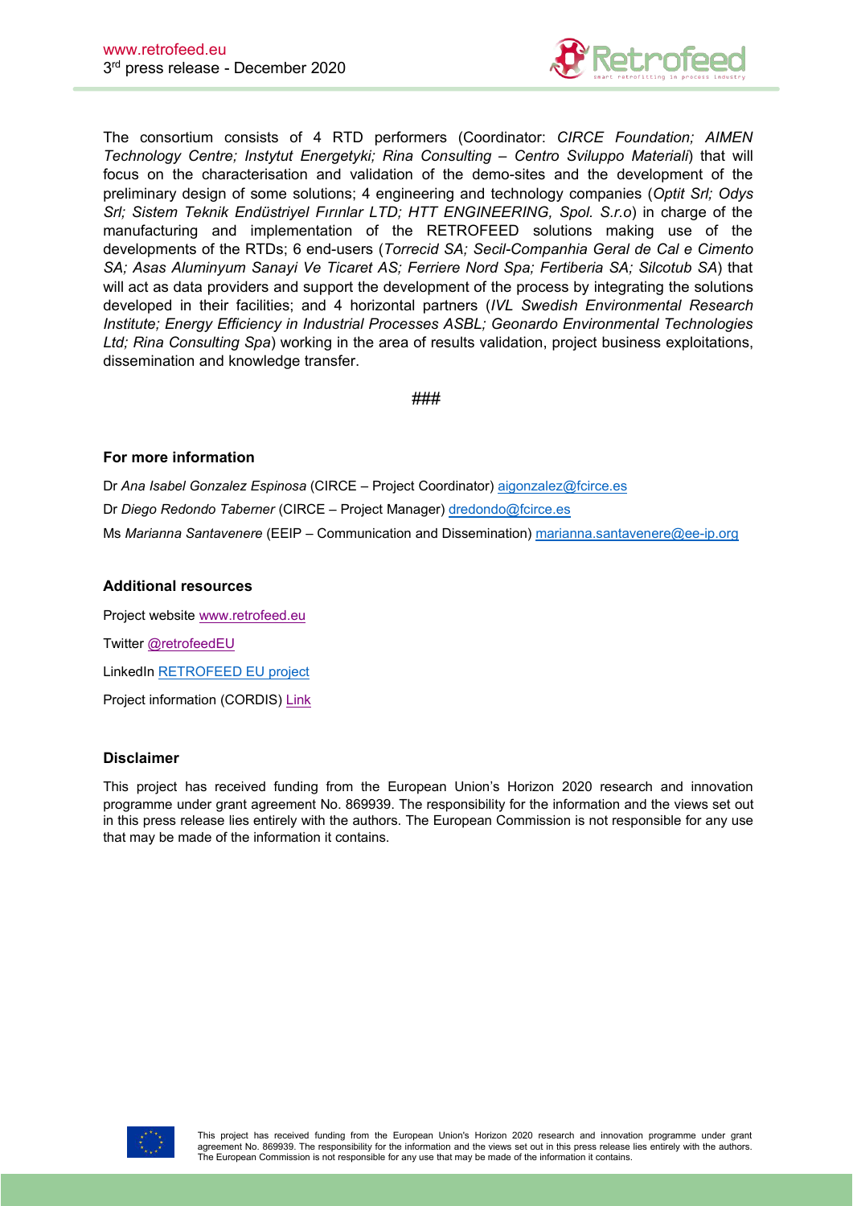The consortium consists of 4 RTD performers (Coordinator: *CIRCE Foundation; AIMEN Technology Centre; Instytut Energetyki; Rina Consulting – Centro Sviluppo Materiali*) that will focus on the characterisation and validation of the demo-sites and the development of the preliminary design of some solutions; 4 engineering and technology companies (*Optit Srl; Odys Srl; Sistem Teknik Endüstriyel Fırınlar LTD; HTT ENGINEERING, Spol. S.r.o*) in charge of the manufacturing and implementation of the RETROFEED solutions making use of the developments of the RTDs; 6 end-users (*Torrecid SA; Secil-Companhia Geral de Cal e Cimento SA; Asas Aluminyum Sanayi Ve Ticaret AS; Ferriere Nord Spa; Fertiberia SA; Silcotub SA*) that will act as data providers and support the development of the process by integrating the solutions developed in their facilities; and 4 horizontal partners (*IVL Swedish Environmental Research Institute; Energy Efficiency in Industrial Processes ASBL; Geonardo Environmental Technologies Ltd; Rina Consulting Spa*) working in the area of results validation, project business exploitations, dissemination and knowledge transfer.

###

**For more information**

Dr *Ana Isabel Gonzalez Espinosa* (CIRCE – Project Coordinator) aigonzalez@fcirce.es

Dr *Diego Redondo Taberner* (CIRCE – Project Manager) dredondo@fcirce.es

Ms *Marianna Santavenere* (EEIP – Communication and Dissemination) marianna.santavenere@ee-ip.org

**Additional resources**

Project website www.retrofeed.eu

Twitter @retrofeedEU

LinkedIn RETROFEED EU project

Project information (CORDIS) Link

**Disclaimer**

This project has received funding from the European Union's Horizon 2020 research and innovation programme under grant agreement No. 869939. The responsibility for the information and the views set out in this press release lies entirely with the authors. The European Commission is not responsible for any use that may be made of the information it contains.